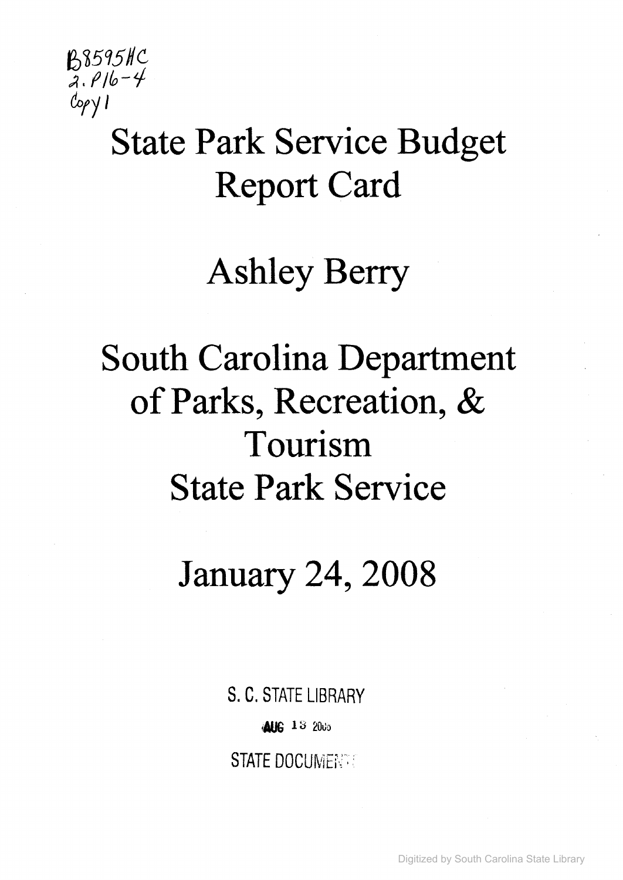B8595HC
2.P16-4
Copy 1

# State Park Service Budget Report Card

## Ashley Berry

## South Carolina Department of Parks, Recreation, & Tourism State Park Service

## January 24, 2008

S. C. STATE LIBRARY

AUG 13 2008

STATE DOCUMENTS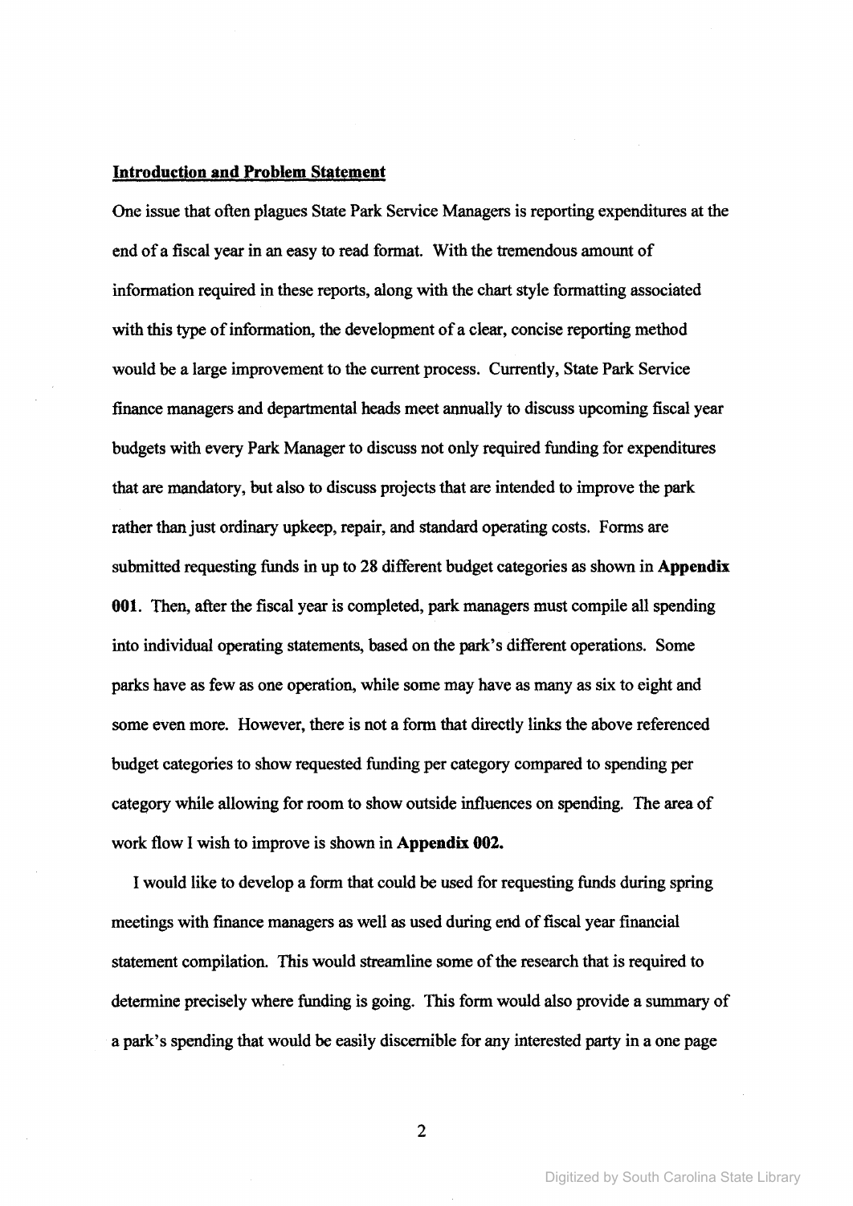**Introduction and Problem Statement**

One issue that often plagues State Park Service Managers is reporting expenditures at the end of a fiscal year in an easy to read format. With the tremendous amount of information required in these reports, along with the chart style formatting associated with this type of information, the development of a clear, concise reporting method would be a large improvement to the current process. Currently, State Park Service finance managers and departmental heads meet annually to discuss upcoming fiscal year budgets with every Park Manager to discuss not only required funding for expenditures that are mandatory, but also to discuss projects that are intended to improve the park rather than just ordinary upkeep, repair, and standard operating costs. Forms are submitted requesting funds in up to 28 different budget categories as shown in **Appendix 001**. Then, after the fiscal year is completed, park managers must compile all spending into individual operating statements, based on the park's different operations. Some parks have as few as one operation, while some may have as many as six to eight and some even more. However, there is not a form that directly links the above referenced budget categories to show requested funding per category compared to spending per category while allowing for room to show outside influences on spending. The area of work flow I wish to improve is shown in **Appendix 002.**

I would like to develop a form that could be used for requesting funds during spring meetings with finance managers as well as used during end of fiscal year financial statement compilation. This would streamline some of the research that is required to determine precisely where funding is going. This form would also provide a summary of a park's spending that would be easily discernible for any interested party in a one page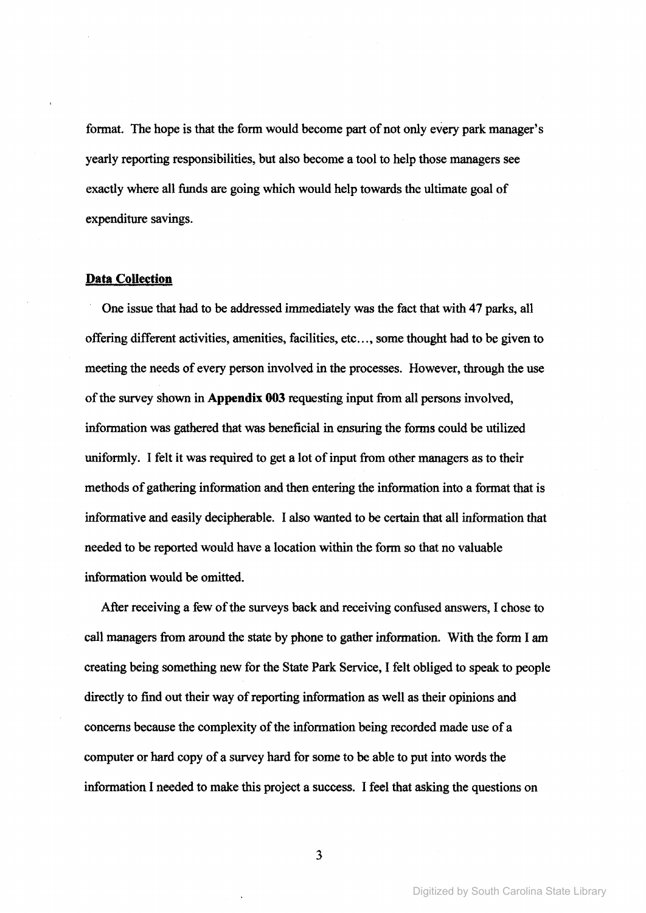format. The hope is that the form would become part of not only every park manager's yearly reporting responsibilities, but also become a tool to help those managers see exactly where all funds are going which would help towards the ultimate goal of expenditure savings.

## Data Collection

One issue that had to be addressed immediately was the fact that with 47 parks, all offering different activities, amenities, facilities, etc..., some thought had to be given to meeting the needs of every person involved in the processes. However, through the use of the survey shown in **Appendix 003** requesting input from all persons involved, information was gathered that was beneficial in ensuring the forms could be utilized uniformly. I felt it was required to get a lot of input from other managers as to their methods of gathering information and then entering the information into a format that is informative and easily decipherable. I also wanted to be certain that all information that needed to be reported would have a location within the form so that no valuable information would be omitted.

After receiving a few of the surveys back and receiving confused answers, I chose to call managers from around the state by phone to gather information. With the form I am creating being something new for the State Park Service, I felt obliged to speak to people directly to find out their way of reporting information as well as their opinions and concerns because the complexity of the information being recorded made use of a computer or hard copy of a survey hard for some to be able to put into words the information I needed to make this project a success. I feel that asking the questions on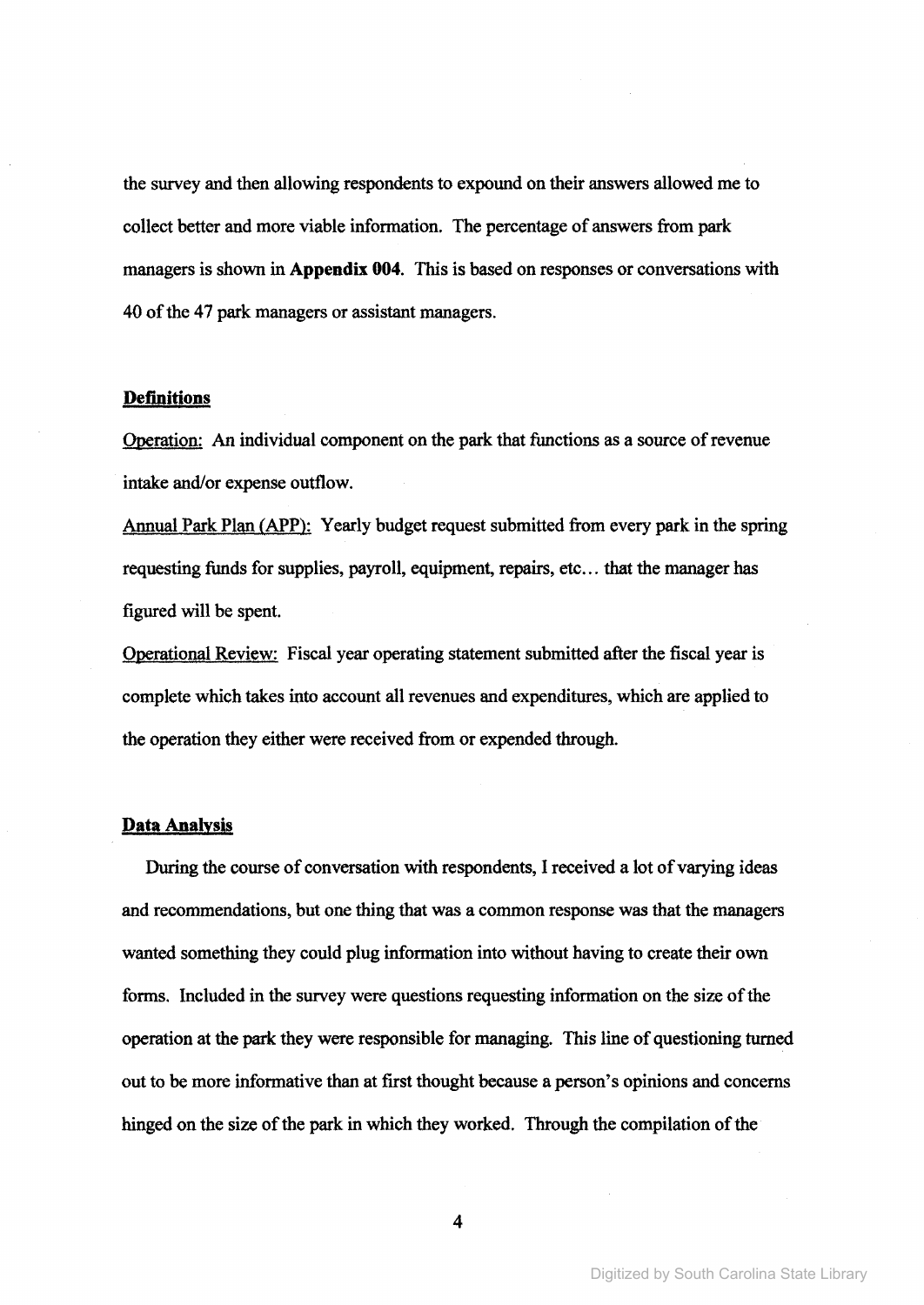the survey and then allowing respondents to expound on their answers allowed me to collect better and more viable information. The percentage of answers from park managers is shown in **Appendix 004**. This is based on responses or conversations with 40 of the 47 park managers or assistant managers.

## Definitions

Operation: An individual component on the park that functions as a source of revenue intake and/or expense outflow.

Annual Park Plan (APP): Yearly budget request submitted from every park in the spring requesting funds for supplies, payroll, equipment, repairs, etc… that the manager has figured will be spent.

Operational Review: Fiscal year operating statement submitted after the fiscal year is complete which takes into account all revenues and expenditures, which are applied to the operation they either were received from or expended through.

## Data Analysis

During the course of conversation with respondents, I received a lot of varying ideas and recommendations, but one thing that was a common response was that the managers wanted something they could plug information into without having to create their own forms. Included in the survey were questions requesting information on the size of the operation at the park they were responsible for managing. This line of questioning turned out to be more informative than at first thought because a person's opinions and concerns hinged on the size of the park in which they worked. Through the compilation of the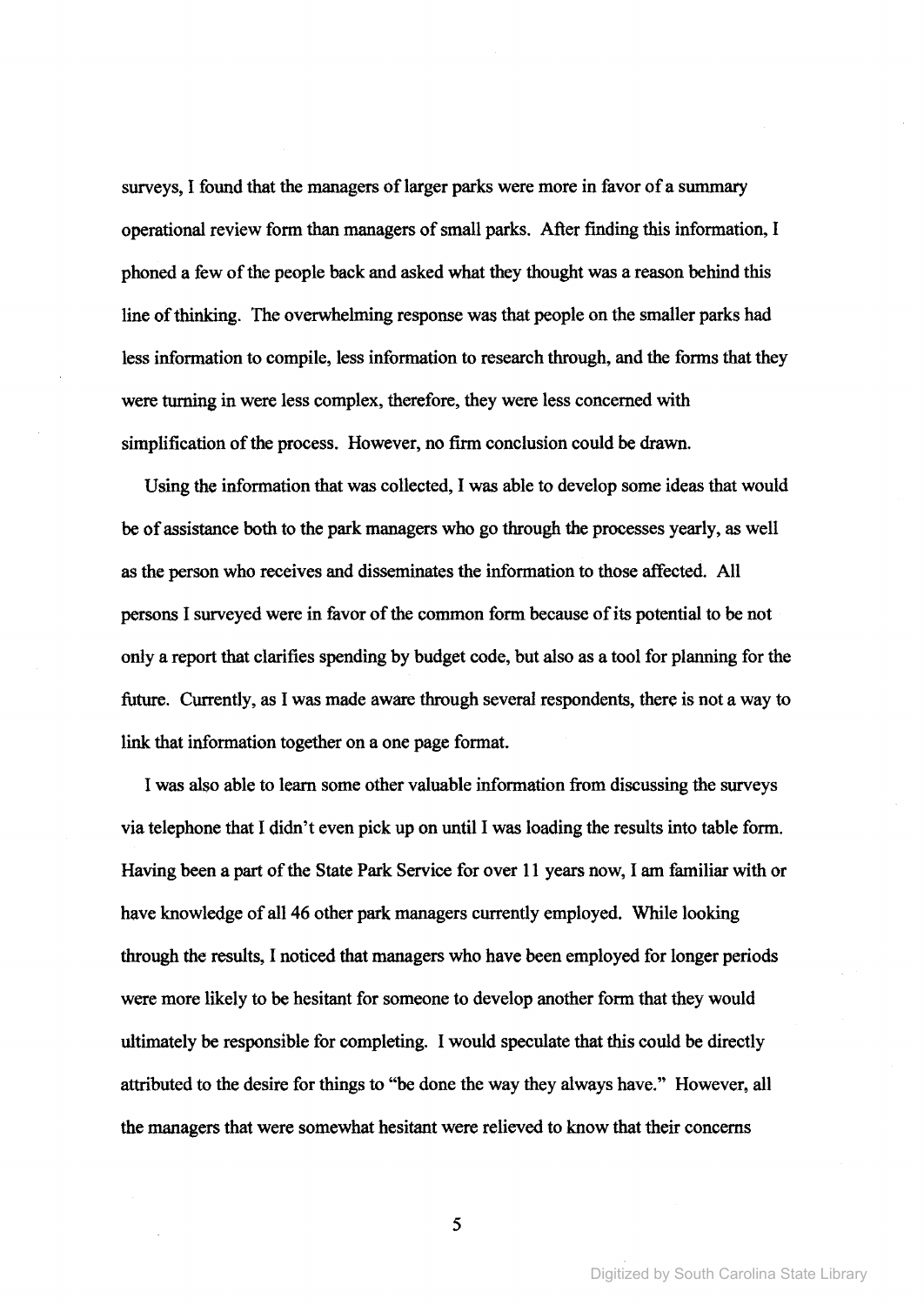surveys, I found that the managers of larger parks were more in favor of a summary operational review form than managers of small parks. After finding this information, I phoned a few of the people back and asked what they thought was a reason behind this line of thinking. The overwhelming response was that people on the smaller parks had less information to compile, less information to research through, and the forms that they were turning in were less complex, therefore, they were less concerned with simplification of the process. However, no firm conclusion could be drawn.

Using the information that was collected, I was able to develop some ideas that would be of assistance both to the park managers who go through the processes yearly, as well as the person who receives and disseminates the information to those affected. All persons I surveyed were in favor of the common form because of its potential to be not only a report that clarifies spending by budget code, but also as a tool for planning for the future. Currently, as I was made aware through several respondents, there is not a way to link that information together on a one page format.

I was also able to learn some other valuable information from discussing the surveys via telephone that I didn't even pick up on until I was loading the results into table form. Having been a part of the State Park Service for over 11 years now, I am familiar with or have knowledge of all 46 other park managers currently employed. While looking through the results, I noticed that managers who have been employed for longer periods were more likely to be hesitant for someone to develop another form that they would ultimately be responsible for completing. I would speculate that this could be directly attributed to the desire for things to "be done the way they always have." However, all the managers that were somewhat hesitant were relieved to know that their concerns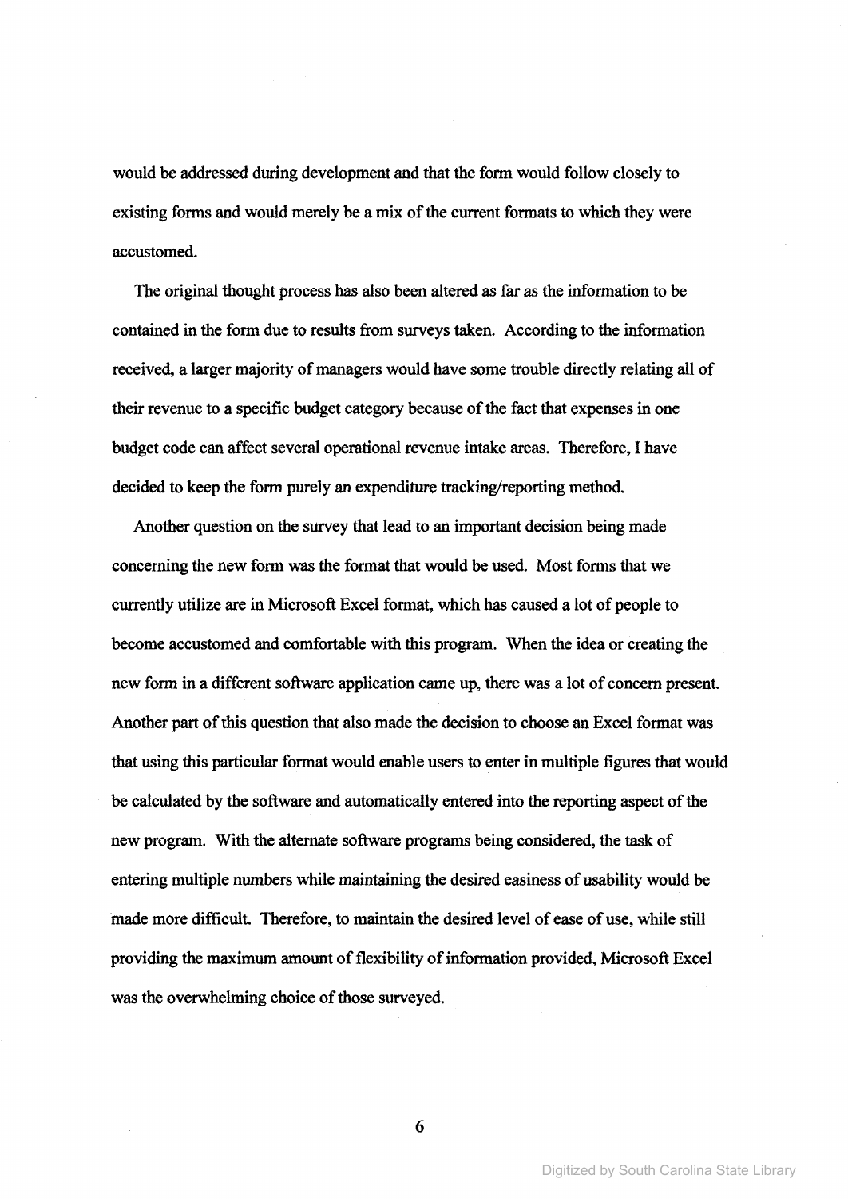would be addressed during development and that the form would follow closely to existing forms and would merely be a mix of the current formats to which they were accustomed.

The original thought process has also been altered as far as the information to be contained in the form due to results from surveys taken. According to the information received, a larger majority of managers would have some trouble directly relating all of their revenue to a specific budget category because of the fact that expenses in one budget code can affect several operational revenue intake areas. Therefore, I have decided to keep the form purely an expenditure tracking/reporting method.

Another question on the survey that lead to an important decision being made concerning the new form was the format that would be used. Most forms that we currently utilize are in Microsoft Excel format, which has caused a lot of people to become accustomed and comfortable with this program. When the idea or creating the new form in a different software application came up, there was a lot of concern present. Another part of this question that also made the decision to choose an Excel format was that using this particular format would enable users to enter in multiple figures that would be calculated by the software and automatically entered into the reporting aspect of the new program. With the alternate software programs being considered, the task of entering multiple numbers while maintaining the desired easiness of usability would be made more difficult. Therefore, to maintain the desired level of ease of use, while still providing the maximum amount of flexibility of information provided, Microsoft Excel was the overwhelming choice of those surveyed.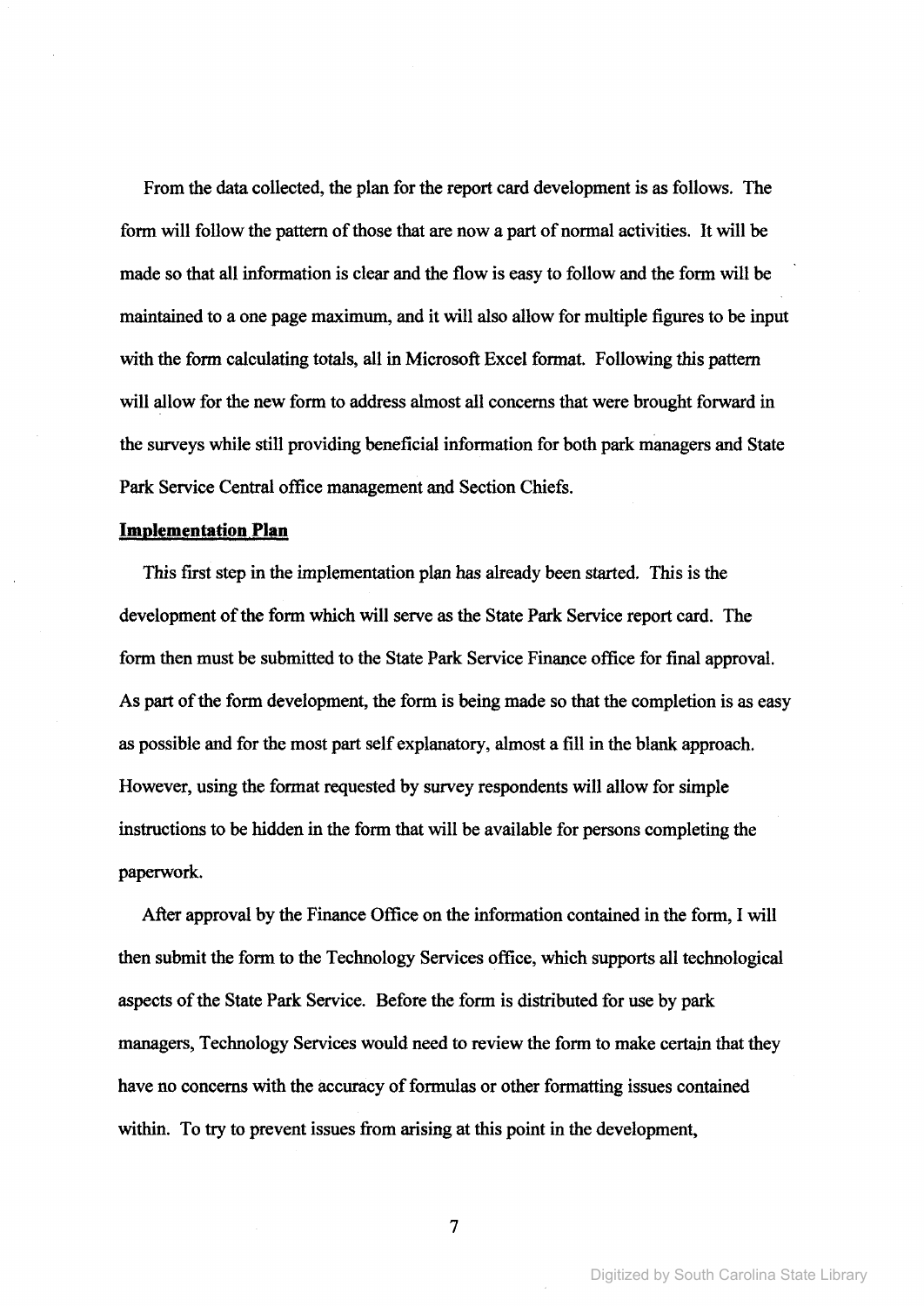From the data collected, the plan for the report card development is as follows. The form will follow the pattern of those that are now a part of normal activities. It will be made so that all information is clear and the flow is easy to follow and the form will be maintained to a one page maximum, and it will also allow for multiple figures to be input with the form calculating totals, all in Microsoft Excel format. Following this pattern will allow for the new form to address almost all concerns that were brought forward in the surveys while still providing beneficial information for both park managers and State Park Service Central office management and Section Chiefs.

**Implementation Plan**

This first step in the implementation plan has already been started. This is the development of the form which will serve as the State Park Service report card. The form then must be submitted to the State Park Service Finance office for final approval. As part of the form development, the form is being made so that the completion is as easy as possible and for the most part self explanatory, almost a fill in the blank approach. However, using the format requested by survey respondents will allow for simple instructions to be hidden in the form that will be available for persons completing the paperwork.

After approval by the Finance Office on the information contained in the form, I will then submit the form to the Technology Services office, which supports all technological aspects of the State Park Service. Before the form is distributed for use by park managers, Technology Services would need to review the form to make certain that they have no concerns with the accuracy of formulas or other formatting issues contained within. To try to prevent issues from arising at this point in the development,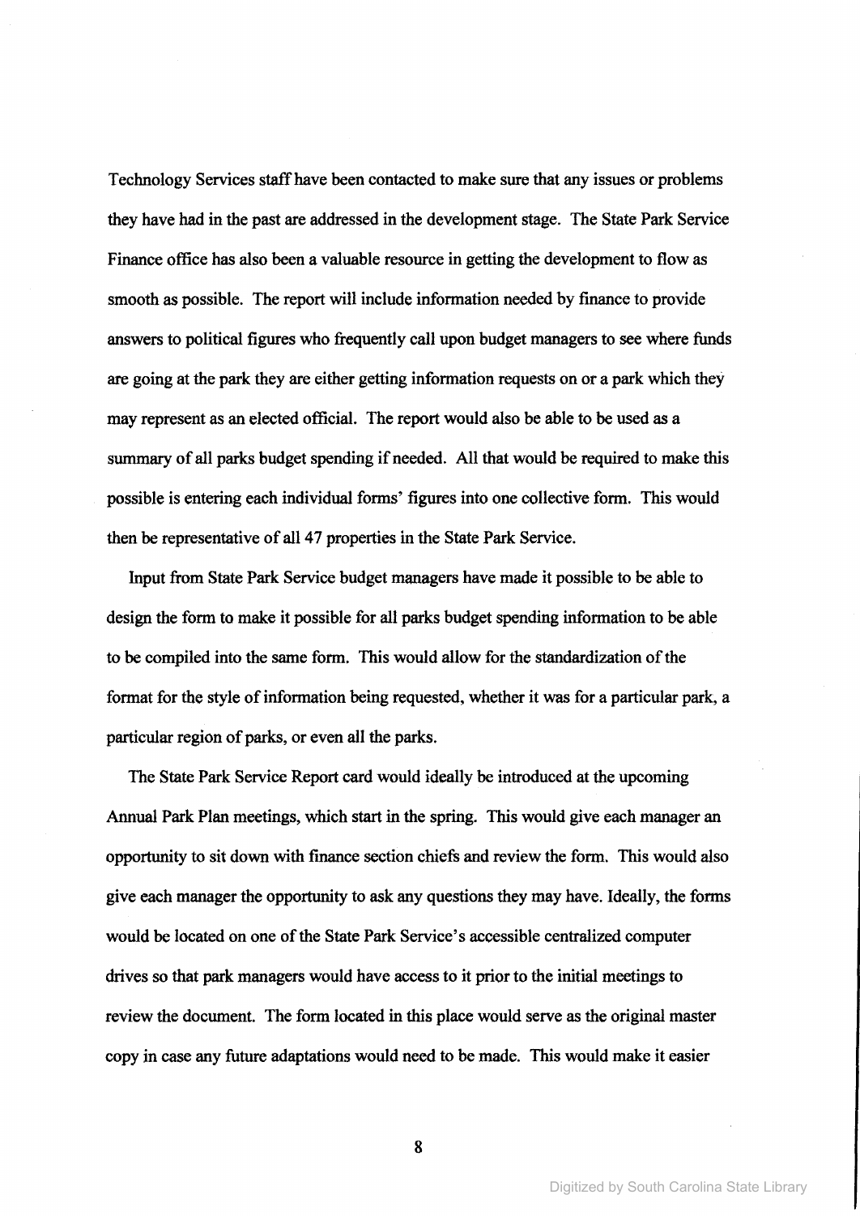Technology Services staff have been contacted to make sure that any issues or problems they have had in the past are addressed in the development stage. The State Park Service Finance office has also been a valuable resource in getting the development to flow as smooth as possible. The report will include information needed by finance to provide answers to political figures who frequently call upon budget managers to see where funds are going at the park they are either getting information requests on or a park which they may represent as an elected official. The report would also be able to be used as a summary of all parks budget spending if needed. All that would be required to make this possible is entering each individual forms' figures into one collective form. This would then be representative of all 47 properties in the State Park Service.

Input from State Park Service budget managers have made it possible to be able to design the form to make it possible for all parks budget spending information to be able to be compiled into the same form. This would allow for the standardization of the format for the style of information being requested, whether it was for a particular park, a particular region of parks, or even all the parks.

The State Park Service Report card would ideally be introduced at the upcoming Annual Park Plan meetings, which start in the spring. This would give each manager an opportunity to sit down with finance section chiefs and review the form. This would also give each manager the opportunity to ask any questions they may have. Ideally, the forms would be located on one of the State Park Service's accessible centralized computer drives so that park managers would have access to it prior to the initial meetings to review the document. The form located in this place would serve as the original master copy in case any future adaptations would need to be made. This would make it easier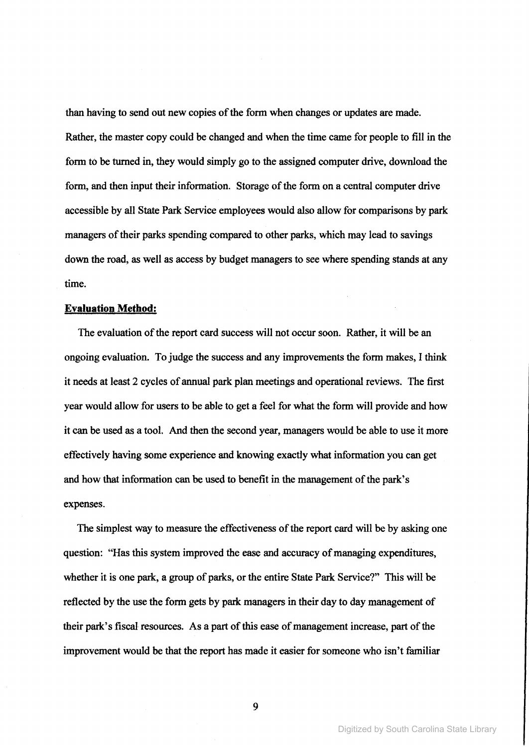than having to send out new copies of the form when changes or updates are made. Rather, the master copy could be changed and when the time came for people to fill in the form to be turned in, they would simply go to the assigned computer drive, download the form, and then input their information. Storage of the form on a central computer drive accessible by all State Park Service employees would also allow for comparisons by park managers of their parks spending compared to other parks, which may lead to savings down the road, as well as access by budget managers to see where spending stands at any time.

**Evaluation Method:**

The evaluation of the report card success will not occur soon. Rather, it will be an ongoing evaluation. To judge the success and any improvements the form makes, I think it needs at least 2 cycles of annual park plan meetings and operational reviews. The first year would allow for users to be able to get a feel for what the form will provide and how it can be used as a tool. And then the second year, managers would be able to use it more effectively having some experience and knowing exactly what information you can get and how that information can be used to benefit in the management of the park's expenses.

The simplest way to measure the effectiveness of the report card will be by asking one question: "Has this system improved the ease and accuracy of managing expenditures, whether it is one park, a group of parks, or the entire State Park Service?" This will be reflected by the use the form gets by park managers in their day to day management of their park's fiscal resources. As a part of this ease of management increase, part of the improvement would be that the report has made it easier for someone who isn't familiar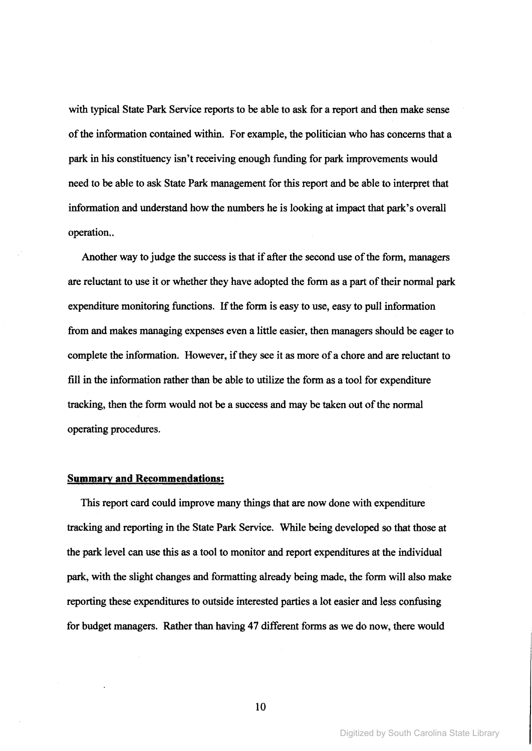with typical State Park Service reports to be able to ask for a report and then make sense of the information contained within. For example, the politician who has concerns that a park in his constituency isn't receiving enough funding for park improvements would need to be able to ask State Park management for this report and be able to interpret that information and understand how the numbers he is looking at impact that park's overall operation..

Another way to judge the success is that if after the second use of the form, managers are reluctant to use it or whether they have adopted the form as a part of their normal park expenditure monitoring functions. If the form is easy to use, easy to pull information from and makes managing expenses even a little easier, then managers should be eager to complete the information. However, if they see it as more of a chore and are reluctant to fill in the information rather than be able to utilize the form as a tool for expenditure tracking, then the form would not be a success and may be taken out of the normal operating procedures.

## **Summary and Recommendations:**

This report card could improve many things that are now done with expenditure tracking and reporting in the State Park Service. While being developed so that those at the park level can use this as a tool to monitor and report expenditures at the individual park, with the slight changes and formatting already being made, the form will also make reporting these expenditures to outside interested parties a lot easier and less confusing for budget managers. Rather than having 47 different forms as we do now, there would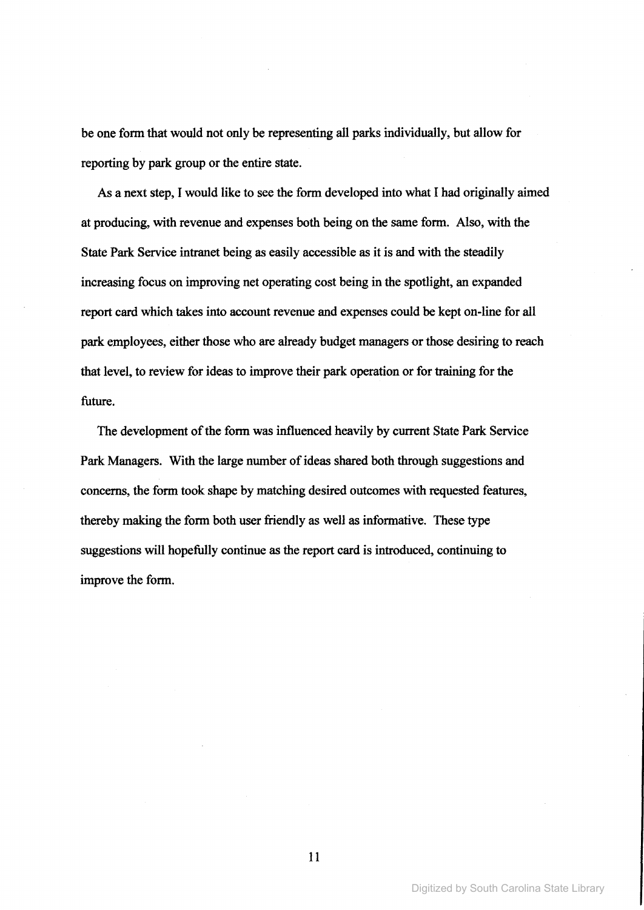be one form that would not only be representing all parks individually, but allow for reporting by park group or the entire state.

As a next step, I would like to see the form developed into what I had originally aimed at producing, with revenue and expenses both being on the same form. Also, with the State Park Service intranet being as easily accessible as it is and with the steadily increasing focus on improving net operating cost being in the spotlight, an expanded report card which takes into account revenue and expenses could be kept on-line for all park employees, either those who are already budget managers or those desiring to reach that level, to review for ideas to improve their park operation or for training for the future.

The development of the form was influenced heavily by current State Park Service Park Managers. With the large number of ideas shared both through suggestions and concerns, the form took shape by matching desired outcomes with requested features, thereby making the form both user friendly as well as informative. These type suggestions will hopefully continue as the report card is introduced, continuing to improve the form.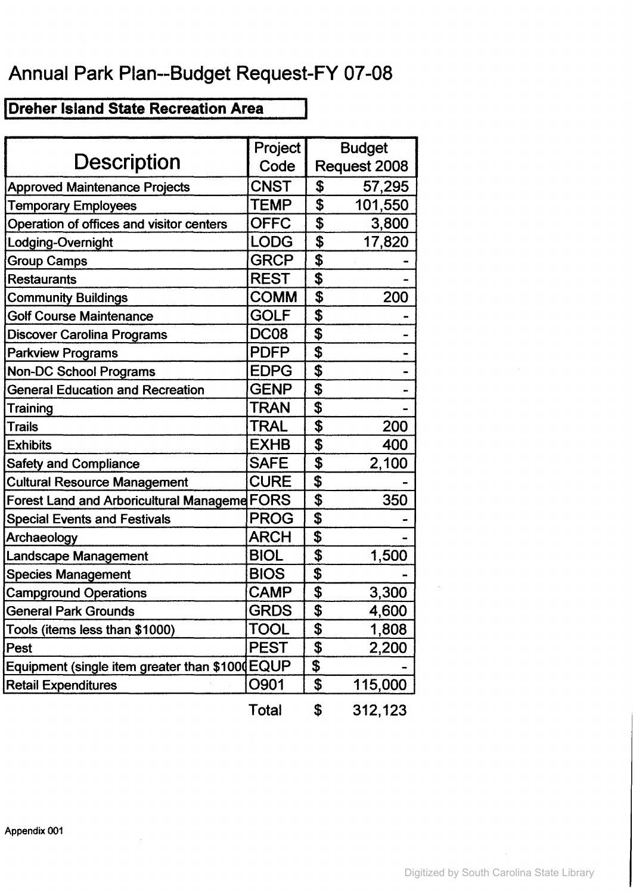# Annual Park Plan--Budget Request-FY 07-08

**Dreher Island State Recreation Area**

| Description | Project Code | Budget Request 2008 |
|---|---|---|
| Approved Maintenance Projects | CNST | $ 57,295 |
| Temporary Employees | TEMP | $ 101,550 |
| Operation of offices and visitor centers | OFFC | $ 3,800 |
| Lodging-Overnight | LODG | $ 17,820 |
| Group Camps | GRCP | $ - |
| Restaurants | REST | $ - |
| Community Buildings | COMM | $ 200 |
| Golf Course Maintenance | GOLF | $ - |
| Discover Carolina Programs | DC08 | $ - |
| Parkview Programs | PDFP | $ - |
| Non-DC School Programs | EDPG | $ - |
| General Education and Recreation | GENP | $ - |
| Training | TRAN | $ - |
| Trails | TRAL | $ 200 |
| Exhibits | EXHB | $ 400 |
| Safety and Compliance | SAFE | $ 2,100 |
| Cultural Resource Management | CURE | $ - |
| Forest Land and Arboricultural Manageme | FORS | $ 350 |
| Special Events and Festivals | PROG | $ - |
| Archaeology | ARCH | $ - |
| Landscape Management | BIOL | $ 1,500 |
| Species Management | BIOS | $ - |
| Campground Operations | CAMP | $ 3,300 |
| General Park Grounds | GRDS | $ 4,600 |
| Tools (items less than $1000) | TOOL | $ 1,808 |
| Pest | PEST | $ 2,200 |
| Equipment (single item greater than $100( | EQUP | $ - |
| Retail Expenditures | O901 | $ 115,000 |
| | Total | $ 312,123 |

Appendix 001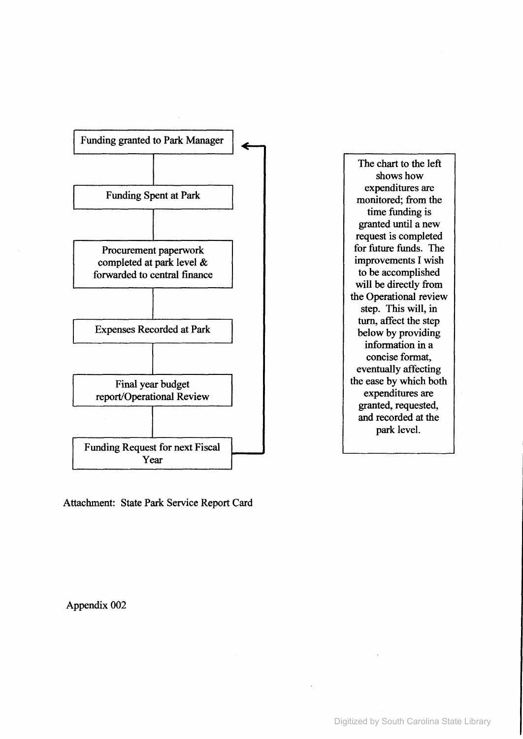Funding granted to Park Manager

↓

Funding Spent at Park

↓

Procurement paperwork completed at park level & forwarded to central finance

↓

Expenses Recorded at Park

↓

Final year budget report/Operational Review

↓

Funding Request for next Fiscal Year

(→ returns to "Funding granted to Park Manager")

The chart to the left shows how expenditures are monitored; from the time funding is granted until a new request is completed for future funds. The improvements I wish to be accomplished will be directly from the Operational review step. This will, in turn, affect the step below by providing information in a concise format, eventually affecting the ease by which both expenditures are granted, requested, and recorded at the park level.

Attachment: State Park Service Report Card

Appendix 002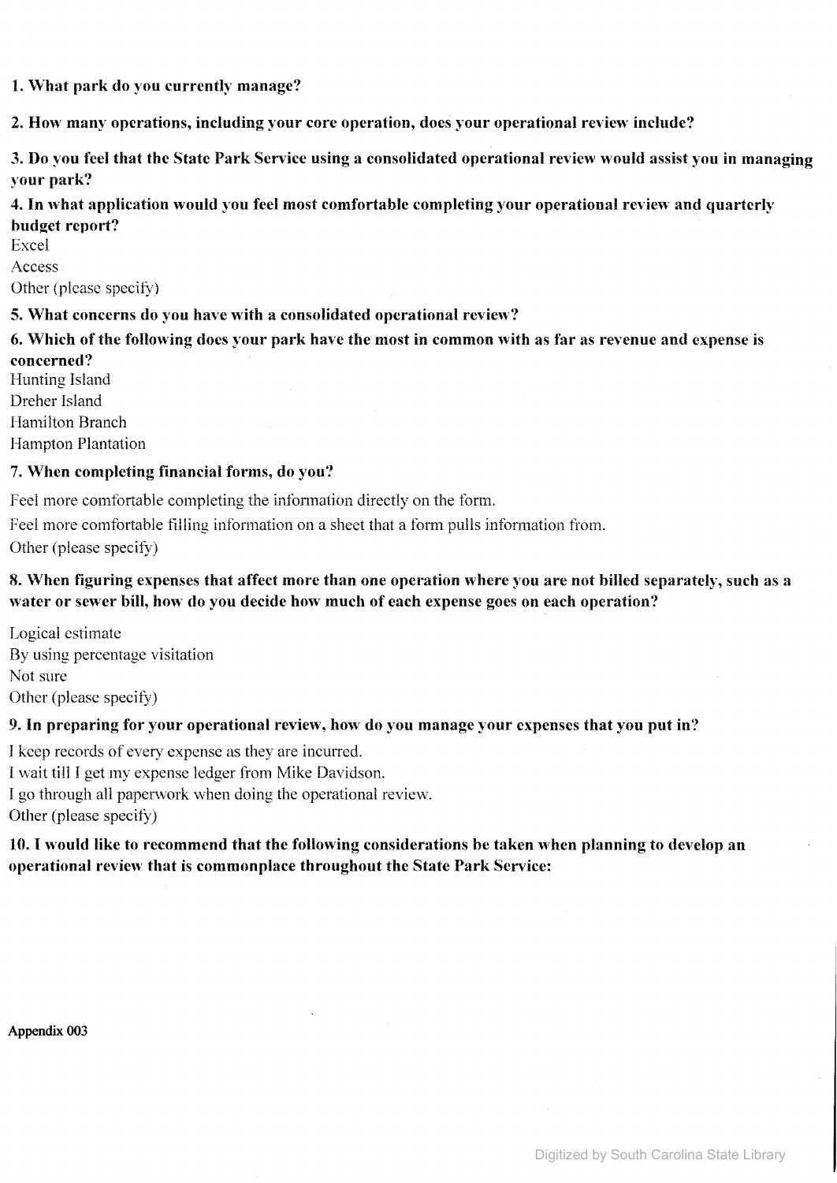**1. What park do you currently manage?**

**2. How many operations, including your core operation, does your operational review include?**

**3. Do you feel that the State Park Service using a consolidated operational review would assist you in managing your park?**

**4. In what application would you feel most comfortable completing your operational review and quarterly budget report?**

Excel
Access
Other (please specify)

**5. What concerns do you have with a consolidated operational review?**

**6. Which of the following does your park have the most in common with as far as revenue and expense is concerned?**

Hunting Island
Dreher Island
Hamilton Branch
Hampton Plantation

**7. When completing financial forms, do you?**

Feel more comfortable completing the information directly on the form.

Feel more comfortable filling information on a sheet that a form pulls information from.

Other (please specify)

**8. When figuring expenses that affect more than one operation where you are not billed separately, such as a water or sewer bill, how do you decide how much of each expense goes on each operation?**

Logical estimate
By using percentage visitation
Not sure
Other (please specify)

**9. In preparing for your operational review, how do you manage your expenses that you put in?**

I keep records of every expense as they are incurred.
I wait till I get my expense ledger from Mike Davidson.
I go through all paperwork when doing the operational review.
Other (please specify)

**10. I would like to recommend that the following considerations be taken when planning to develop an operational review that is commonplace throughout the State Park Service:**

**Appendix 003**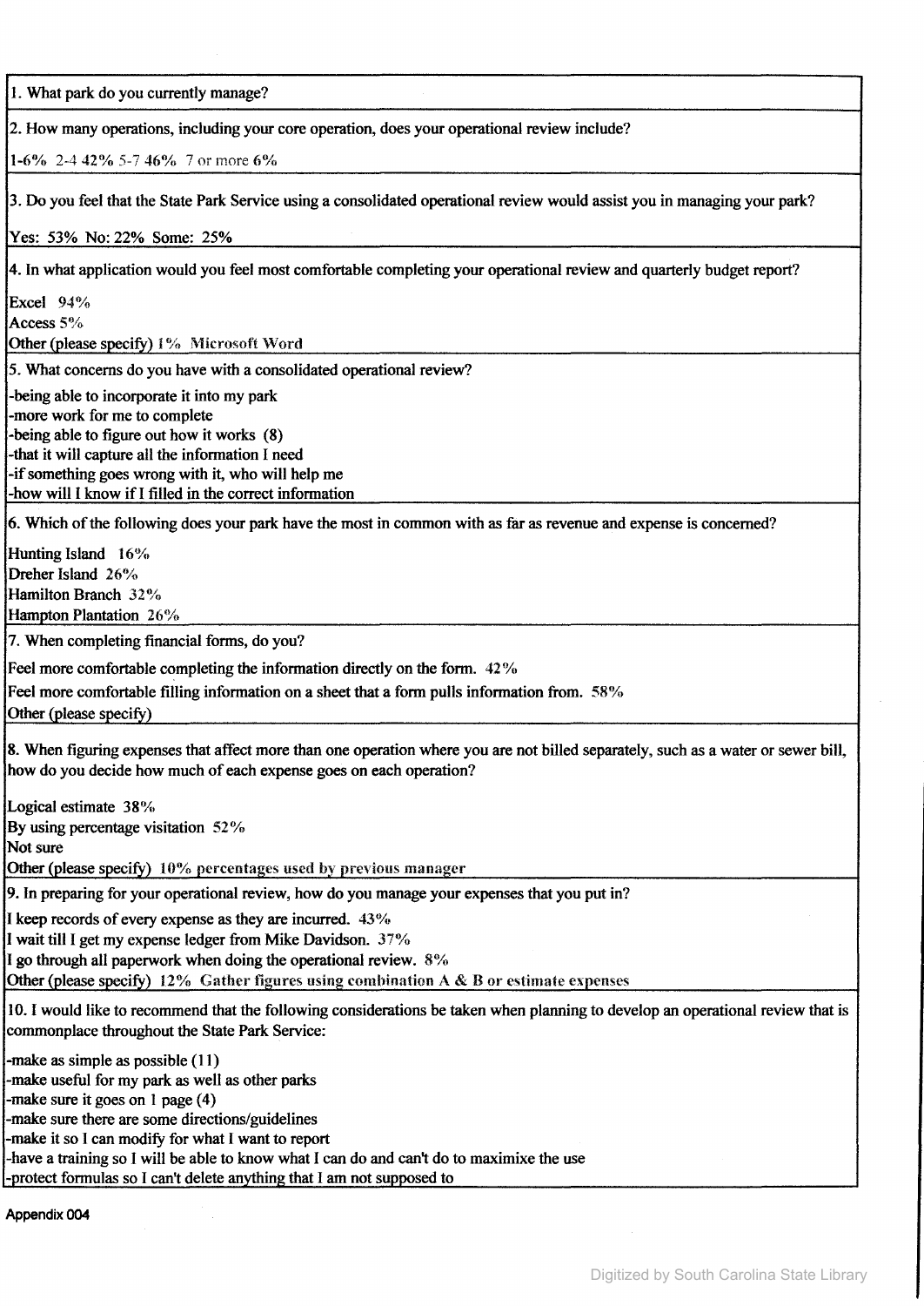1. What park do you currently manage?

2. How many operations, including your core operation, does your operational review include?

1-6% 2-4 42% 5-7 46% 7 or more 6%

3. Do you feel that the State Park Service using a consolidated operational review would assist you in managing your park?

Yes: 53% No: 22% Some: 25%

4. In what application would you feel most comfortable completing your operational review and quarterly budget report?

Excel 94%
Access 5%
Other (please specify) 1% Microsoft Word

5. What concerns do you have with a consolidated operational review?

-being able to incorporate it into my park
-more work for me to complete
-being able to figure out how it works (8)
-that it will capture all the information I need
-if something goes wrong with it, who will help me
-how will I know if I filled in the correct information

6. Which of the following does your park have the most in common with as far as revenue and expense is concerned?

Hunting Island 16%
Dreher Island 26%
Hamilton Branch 32%
Hampton Plantation 26%

7. When completing financial forms, do you?

Feel more comfortable completing the information directly on the form. 42%
Feel more comfortable filling information on a sheet that a form pulls information from. 58%
Other (please specify)

8. When figuring expenses that affect more than one operation where you are not billed separately, such as a water or sewer bill, how do you decide how much of each expense goes on each operation?

Logical estimate 38%
By using percentage visitation 52%
Not sure
Other (please specify) 10% percentages used by previous manager

9. In preparing for your operational review, how do you manage your expenses that you put in?

I keep records of every expense as they are incurred. 43%
I wait till I get my expense ledger from Mike Davidson. 37%
I go through all paperwork when doing the operational review. 8%
Other (please specify) 12% Gather figures using combination A & B or estimate expenses

10. I would like to recommend that the following considerations be taken when planning to develop an operational review that is commonplace throughout the State Park Service:

-make as simple as possible (11)
-make useful for my park as well as other parks
-make sure it goes on 1 page (4)
-make sure there are some directions/guidelines
-make it so I can modify for what I want to report
-have a training so I will be able to know what I can do and can't do to maximixe the use
-protect formulas so I can't delete anything that I am not supposed to

Appendix 004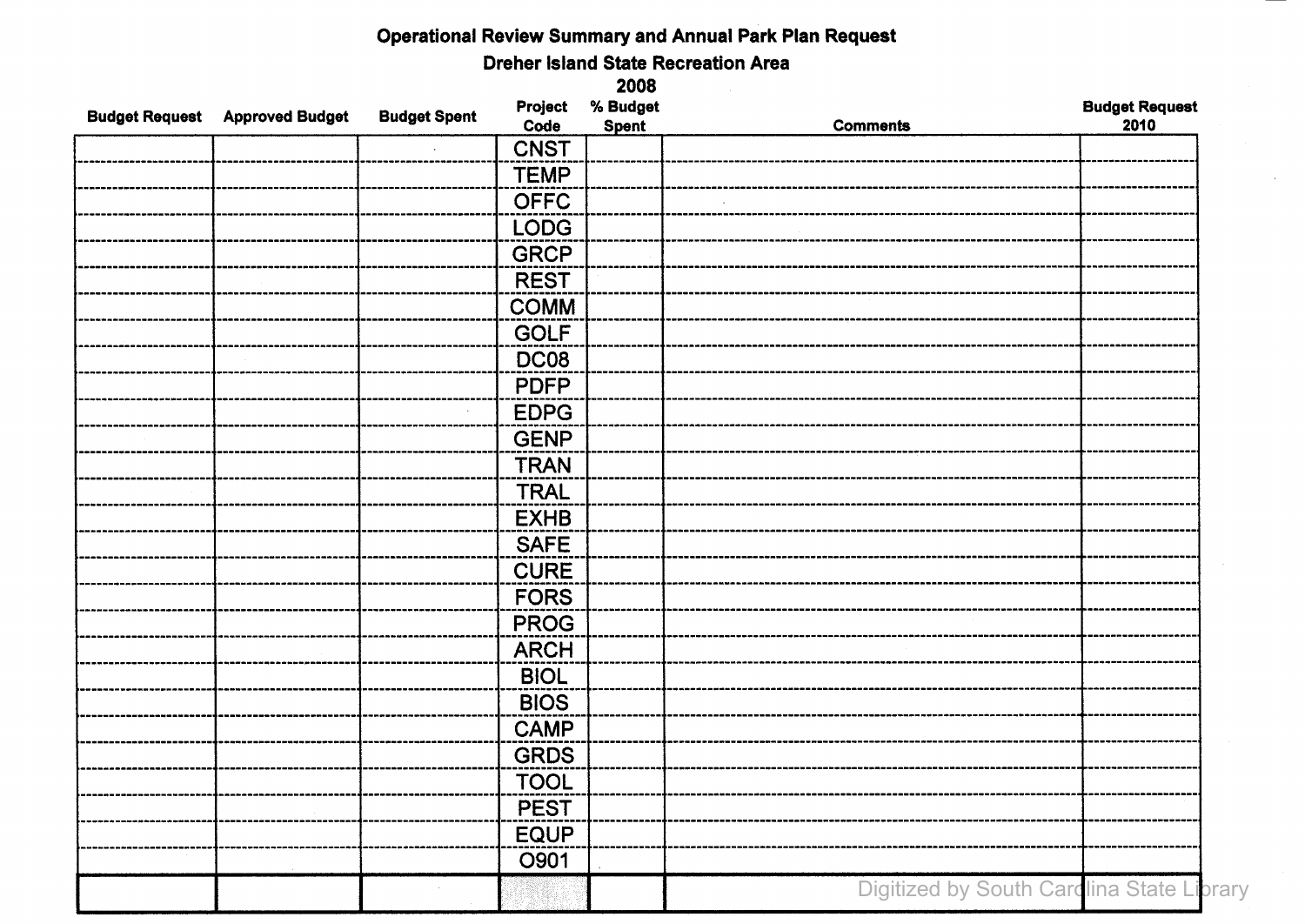# Operational Review Summary and Annual Park Plan Request

## Dreher Island State Recreation Area

## 2008

| Budget Request | Approved Budget | Budget Spent | Project Code | % Budget Spent | Comments | Budget Request 2010 |
|---|---|---|---|---|---|---|
| | | | CNST | | | |
| | | | TEMP | | | |
| | | | OFFC | | | |
| | | | LODG | | | |
| | | | GRCP | | | |
| | | | REST | | | |
| | | | COMM | | | |
| | | | GOLF | | | |
| | | | DC08 | | | |
| | | | PDFP | | | |
| | | | EDPG | | | |
| | | | GENP | | | |
| | | | TRAN | | | |
| | | | TRAL | | | |
| | | | EXHB | | | |
| | | | SAFE | | | |
| | | | CURE | | | |
| | | | FORS | | | |
| | | | PROG | | | |
| | | | ARCH | | | |
| | | | BIOL | | | |
| | | | BIOS | | | |
| | | | CAMP | | | |
| | | | GRDS | | | |
| | | | TOOL | | | |
| | | | PEST | | | |
| | | | EQUP | | | |
| | | | O901 | | | |
| | | | | | | |